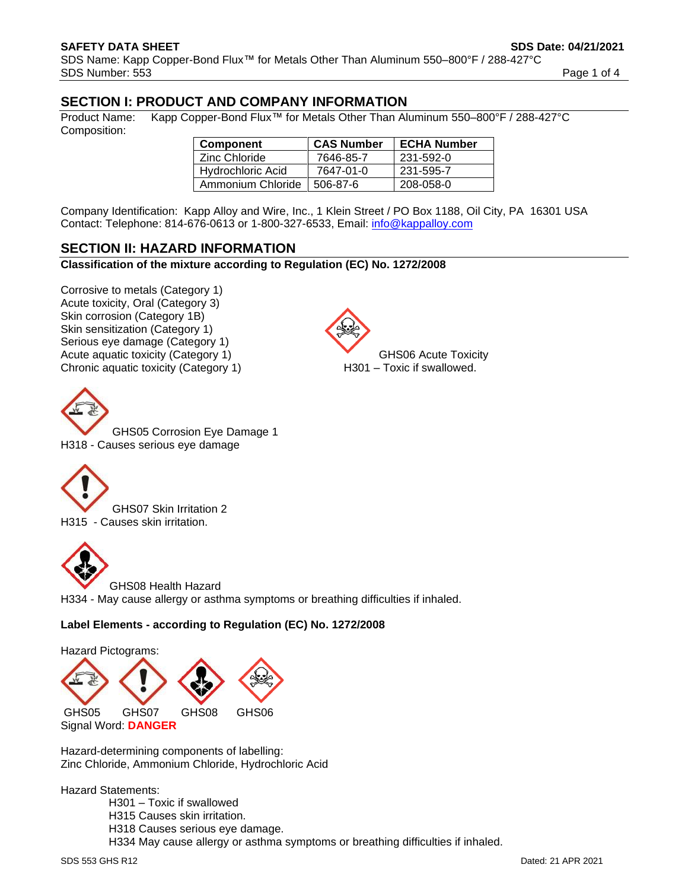## SECTION I: PRODUCT AND COMPANY INFORMATION

Product Name: Kapp Copper-Bond Flux™ for Metals Other Than Aluminum 550–800°F / 288-427°C

Composition:

| Component | CAS Number | ECHA Number |
|---|---|---|
| Zinc Chloride | 7646-85-7 | 231-592-0 |
| Hydrochloric Acid | 7647-01-0 | 231-595-7 |
| Ammonium Chloride | 506-87-6 | 208-058-0 |

Company Identification: Kapp Alloy and Wire, Inc., 1 Klein Street / PO Box 1188, Oil City, PA 16301 USA
Contact: Telephone: 814-676-0613 or 1-800-327-6533, Email: info@kappalloy.com

## SECTION II: HAZARD INFORMATION

**Classification of the mixture according to Regulation (EC) No. 1272/2008**

Corrosive to metals (Category 1)
Acute toxicity, Oral (Category 3)
Skin corrosion (Category 1B)
Skin sensitization (Category 1)
Serious eye damage (Category 1)
Acute aquatic toxicity (Category 1)
Chronic aquatic toxicity (Category 1)

GHS06 Acute Toxicity
H301 – Toxic if swallowed.

GHS05 Corrosion Eye Damage 1
H318 - Causes serious eye damage

GHS07 Skin Irritation 2
H315 - Causes skin irritation.

GHS08 Health Hazard
H334 - May cause allergy or asthma symptoms or breathing difficulties if inhaled.

**Label Elements - according to Regulation (EC) No. 1272/2008**

Hazard Pictograms:

GHS05 GHS07 GHS08 GHS06

Signal Word: **DANGER**

Hazard-determining components of labelling:
Zinc Chloride, Ammonium Chloride, Hydrochloric Acid

Hazard Statements:

- H301 – Toxic if swallowed
- H315 Causes skin irritation.
- H318 Causes serious eye damage.
- H334 May cause allergy or asthma symptoms or breathing difficulties if inhaled.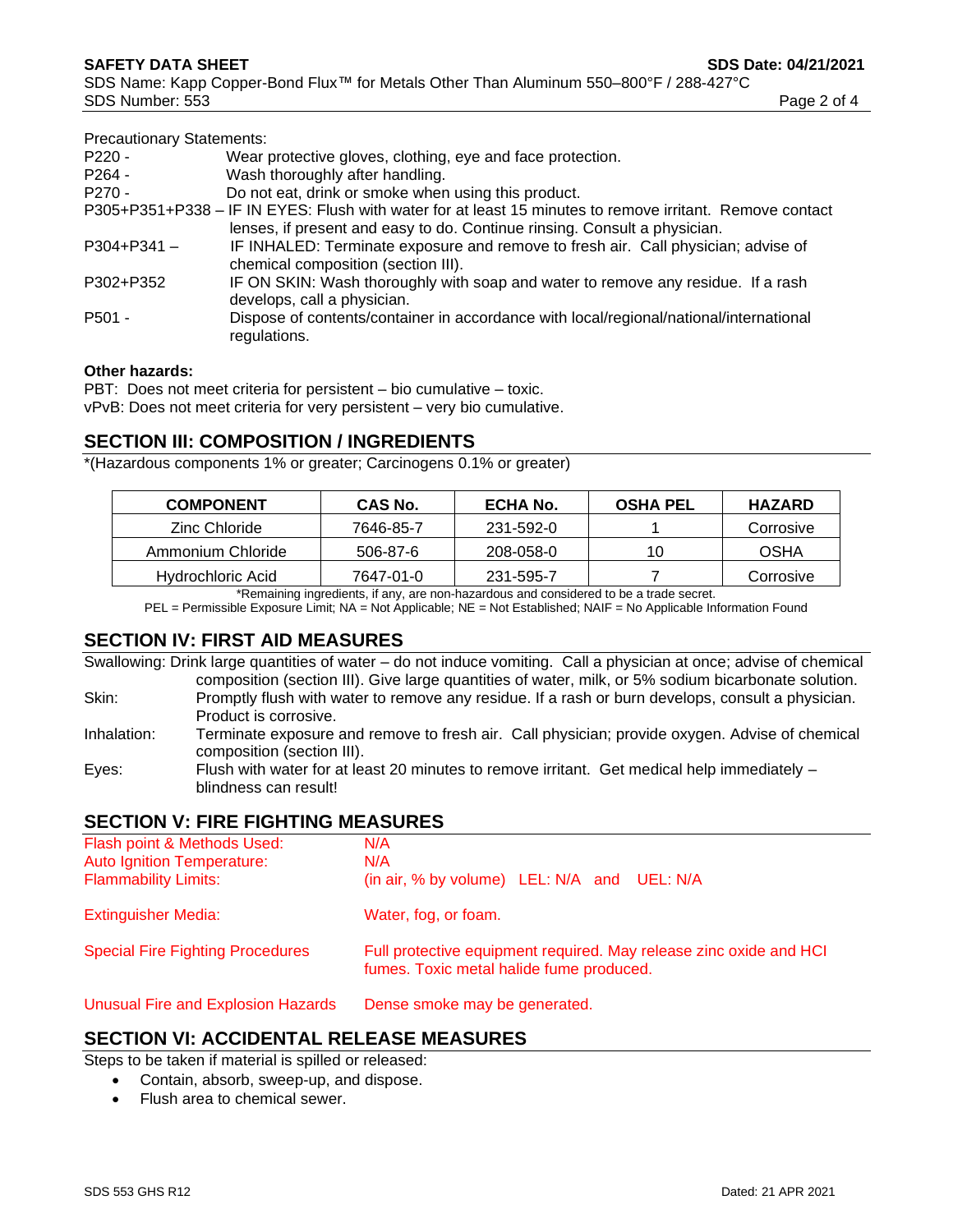Precautionary Statements:

P220 - Wear protective gloves, clothing, eye and face protection.
P264 - Wash thoroughly after handling.
P270 - Do not eat, drink or smoke when using this product.
P305+P351+P338 – IF IN EYES: Flush with water for at least 15 minutes to remove irritant. Remove contact lenses, if present and easy to do. Continue rinsing. Consult a physician.
P304+P341 – IF INHALED: Terminate exposure and remove to fresh air. Call physician; advise of chemical composition (section III).
P302+P352 IF ON SKIN: Wash thoroughly with soap and water to remove any residue. If a rash develops, call a physician.
P501 - Dispose of contents/container in accordance with local/regional/national/international regulations.

**Other hazards:**

PBT: Does not meet criteria for persistent – bio cumulative – toxic.
vPvB: Does not meet criteria for very persistent – very bio cumulative.

## SECTION III: COMPOSITION / INGREDIENTS

*(Hazardous components 1% or greater; Carcinogens 0.1% or greater)

| COMPONENT | CAS No. | ECHA No. | OSHA PEL | HAZARD |
|---|---|---|---|---|
| Zinc Chloride | 7646-85-7 | 231-592-0 | 1 | Corrosive |
| Ammonium Chloride | 506-87-6 | 208-058-0 | 10 | OSHA |
| Hydrochloric Acid | 7647-01-0 | 231-595-7 | 7 | Corrosive |

*Remaining ingredients, if any, are non-hazardous and considered to be a trade secret.
PEL = Permissible Exposure Limit; NA = Not Applicable; NE = Not Established; NAIF = No Applicable Information Found

## SECTION IV: FIRST AID MEASURES

Swallowing: Drink large quantities of water – do not induce vomiting. Call a physician at once; advise of chemical composition (section III). Give large quantities of water, milk, or 5% sodium bicarbonate solution.

Skin: Promptly flush with water to remove any residue. If a rash or burn develops, consult a physician. Product is corrosive.

Inhalation: Terminate exposure and remove to fresh air. Call physician; provide oxygen. Advise of chemical composition (section III).

Eyes: Flush with water for at least 20 minutes to remove irritant. Get medical help immediately – blindness can result!

## SECTION V: FIRE FIGHTING MEASURES

Flash point & Methods Used: N/A
Auto Ignition Temperature: N/A
Flammability Limits: (in air, % by volume) LEL: N/A and UEL: N/A

Extinguisher Media: Water, fog, or foam.

Special Fire Fighting Procedures: Full protective equipment required. May release zinc oxide and HCl fumes. Toxic metal halide fume produced.

Unusual Fire and Explosion Hazards: Dense smoke may be generated.

## SECTION VI: ACCIDENTAL RELEASE MEASURES

Steps to be taken if material is spilled or released:

- Contain, absorb, sweep-up, and dispose.
- Flush area to chemical sewer.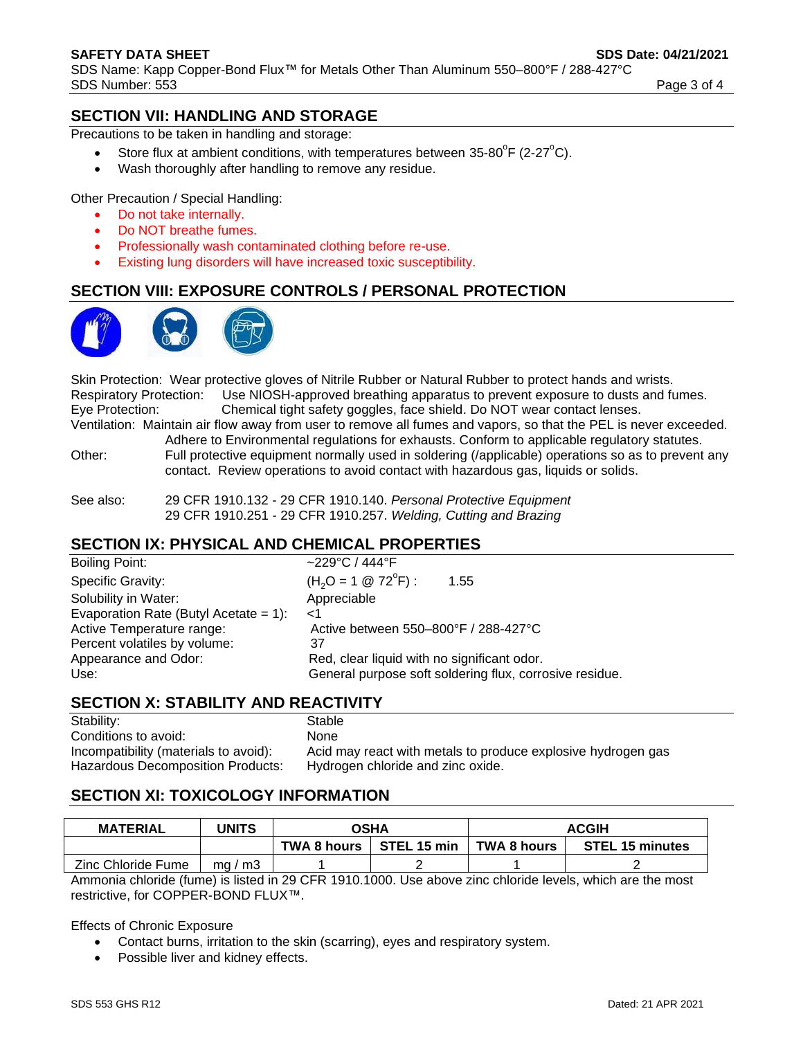## SECTION VII: HANDLING AND STORAGE

Precautions to be taken in handling and storage:

- Store flux at ambient conditions, with temperatures between 35-80$^{o}$F (2-27$^{o}$C).
- Wash thoroughly after handling to remove any residue.

Other Precaution / Special Handling:

- Do not take internally.
- Do NOT breathe fumes.
- Professionally wash contaminated clothing before re-use.
- Existing lung disorders will have increased toxic susceptibility.

## SECTION VIII: EXPOSURE CONTROLS / PERSONAL PROTECTION

Skin Protection: Wear protective gloves of Nitrile Rubber or Natural Rubber to protect hands and wrists.
Respiratory Protection: Use NIOSH-approved breathing apparatus to prevent exposure to dusts and fumes.
Eye Protection: Chemical tight safety goggles, face shield. Do NOT wear contact lenses.
Ventilation: Maintain air flow away from user to remove all fumes and vapors, so that the PEL is never exceeded. Adhere to Environmental regulations for exhausts. Conform to applicable regulatory statutes.
Other: Full protective equipment normally used in soldering (/applicable) operations so as to prevent any contact. Review operations to avoid contact with hazardous gas, liquids or solids.

See also: 29 CFR 1910.132 - 29 CFR 1910.140. *Personal Protective Equipment*
29 CFR 1910.251 - 29 CFR 1910.257. *Welding, Cutting and Brazing*

## SECTION IX: PHYSICAL AND CHEMICAL PROPERTIES

| | |
|---|---|
| Boiling Point: | ~229°C / 444°F |
| Specific Gravity: | ($H_2O$ = 1 @ 72$^{o}$F) : 1.55 |
| Solubility in Water: | Appreciable |
| Evaporation Rate (Butyl Acetate = 1): | <1 |
| Active Temperature range: | Active between 550–800°F / 288-427°C |
| Percent volatiles by volume: | 37 |
| Appearance and Odor: | Red, clear liquid with no significant odor. |
| Use: | General purpose soft soldering flux, corrosive residue. |

## SECTION X: STABILITY AND REACTIVITY

| | |
|---|---|
| Stability: | Stable |
| Conditions to avoid: | None |
| Incompatibility (materials to avoid): | Acid may react with metals to produce explosive hydrogen gas |
| Hazardous Decomposition Products: | Hydrogen chloride and zinc oxide. |

## SECTION XI: TOXICOLOGY INFORMATION

| MATERIAL | UNITS | OSHA | | ACGIH | |
|---|---|---|---|---|---|
| | | TWA 8 hours | STEL 15 min | TWA 8 hours | STEL 15 minutes |
| Zinc Chloride Fume | mg / m3 | 1 | 2 | 1 | 2 |

Ammonia chloride (fume) is listed in 29 CFR 1910.1000. Use above zinc chloride levels, which are the most restrictive, for COPPER-BOND FLUX™.

Effects of Chronic Exposure

- Contact burns, irritation to the skin (scarring), eyes and respiratory system.
- Possible liver and kidney effects.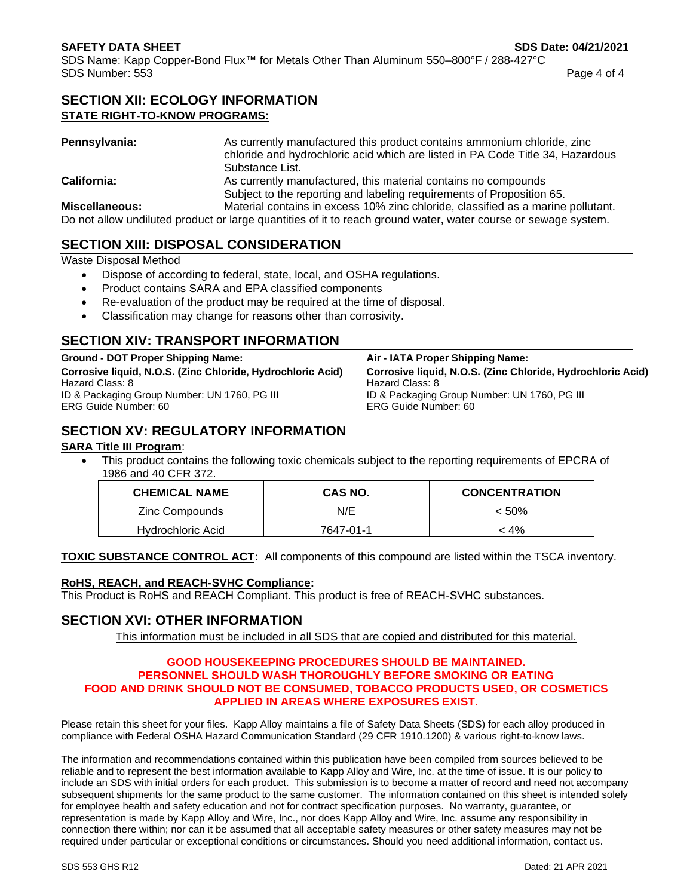## SECTION XII: ECOLOGY INFORMATION

**STATE RIGHT-TO-KNOW PROGRAMS:**

**Pennsylvania:** As currently manufactured this product contains ammonium chloride, zinc chloride and hydrochloric acid which are listed in PA Code Title 34, Hazardous Substance List.

**California:** As currently manufactured, this material contains no compounds Subject to the reporting and labeling requirements of Proposition 65.

**Miscellaneous:** Material contains in excess 10% zinc chloride, classified as a marine pollutant.

Do not allow undiluted product or large quantities of it to reach ground water, water course or sewage system.

## SECTION XIII: DISPOSAL CONSIDERATION

Waste Disposal Method

- Dispose of according to federal, state, local, and OSHA regulations.
- Product contains SARA and EPA classified components
- Re-evaluation of the product may be required at the time of disposal.
- Classification may change for reasons other than corrosivity.

## SECTION XIV: TRANSPORT INFORMATION

**Ground - DOT Proper Shipping Name:**
**Corrosive liquid, N.O.S. (Zinc Chloride, Hydrochloric Acid)**
Hazard Class: 8
ID & Packaging Group Number: UN 1760, PG III
ERG Guide Number: 60

**Air - IATA Proper Shipping Name:**
**Corrosive liquid, N.O.S. (Zinc Chloride, Hydrochloric Acid)**
Hazard Class: 8
ID & Packaging Group Number: UN 1760, PG III
ERG Guide Number: 60

## SECTION XV: REGULATORY INFORMATION

**SARA Title III Program**:

- This product contains the following toxic chemicals subject to the reporting requirements of EPCRA of 1986 and 40 CFR 372.

| CHEMICAL NAME | CAS NO. | CONCENTRATION |
|---|---|---|
| Zinc Compounds | N/E | < 50% |
| Hydrochloric Acid | 7647-01-1 | < 4% |

**TOXIC SUBSTANCE CONTROL ACT:** All components of this compound are listed within the TSCA inventory.

**RoHS, REACH, and REACH-SVHC Compliance:**
This Product is RoHS and REACH Compliant. This product is free of REACH-SVHC substances.

## SECTION XVI: OTHER INFORMATION

This information must be included in all SDS that are copied and distributed for this material.

**GOOD HOUSEKEEPING PROCEDURES SHOULD BE MAINTAINED.**
**PERSONNEL SHOULD WASH THOROUGHLY BEFORE SMOKING OR EATING**
**FOOD AND DRINK SHOULD NOT BE CONSUMED, TOBACCO PRODUCTS USED, OR COSMETICS APPLIED IN AREAS WHERE EXPOSURES EXIST.**

Please retain this sheet for your files. Kapp Alloy maintains a file of Safety Data Sheets (SDS) for each alloy produced in compliance with Federal OSHA Hazard Communication Standard (29 CFR 1910.1200) & various right-to-know laws.

The information and recommendations contained within this publication have been compiled from sources believed to be reliable and to represent the best information available to Kapp Alloy and Wire, Inc. at the time of issue. It is our policy to include an SDS with initial orders for each product. This submission is to become a matter of record and need not accompany subsequent shipments for the same product to the same customer. The information contained on this sheet is intended solely for employee health and safety education and not for contract specification purposes. No warranty, guarantee, or representation is made by Kapp Alloy and Wire, Inc., nor does Kapp Alloy and Wire, Inc. assume any responsibility in connection there within; nor can it be assumed that all acceptable safety measures or other safety measures may not be required under particular or exceptional conditions or circumstances. Should you need additional information, contact us.